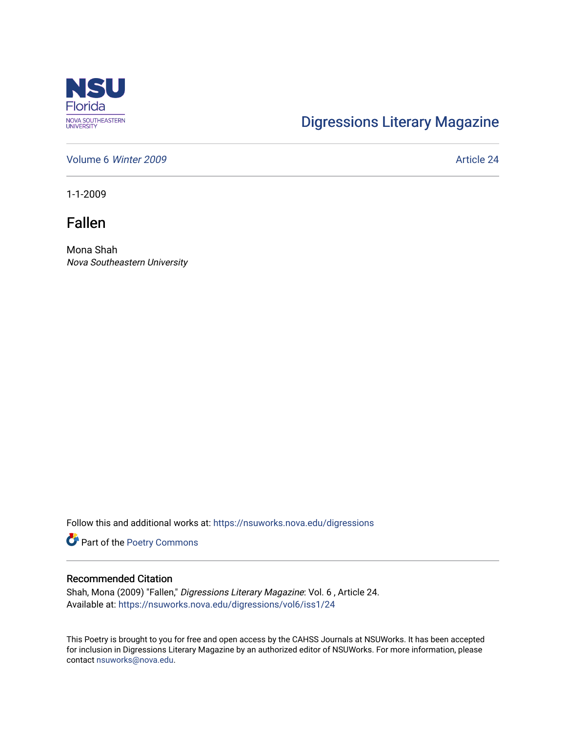Digressions Literary Magazine

Volume 6 *Winter 2009*

Article 24

1-1-2009

# Fallen

Mona Shah
*Nova Southeastern University*

Follow this and additional works at: https://nsuworks.nova.edu/digressions

Part of the Poetry Commons

## Recommended Citation

Shah, Mona (2009) "Fallen," *Digressions Literary Magazine*: Vol. 6 , Article 24.
Available at: https://nsuworks.nova.edu/digressions/vol6/iss1/24

This Poetry is brought to you for free and open access by the CAHSS Journals at NSUWorks. It has been accepted for inclusion in Digressions Literary Magazine by an authorized editor of NSUWorks. For more information, please contact nsuworks@nova.edu.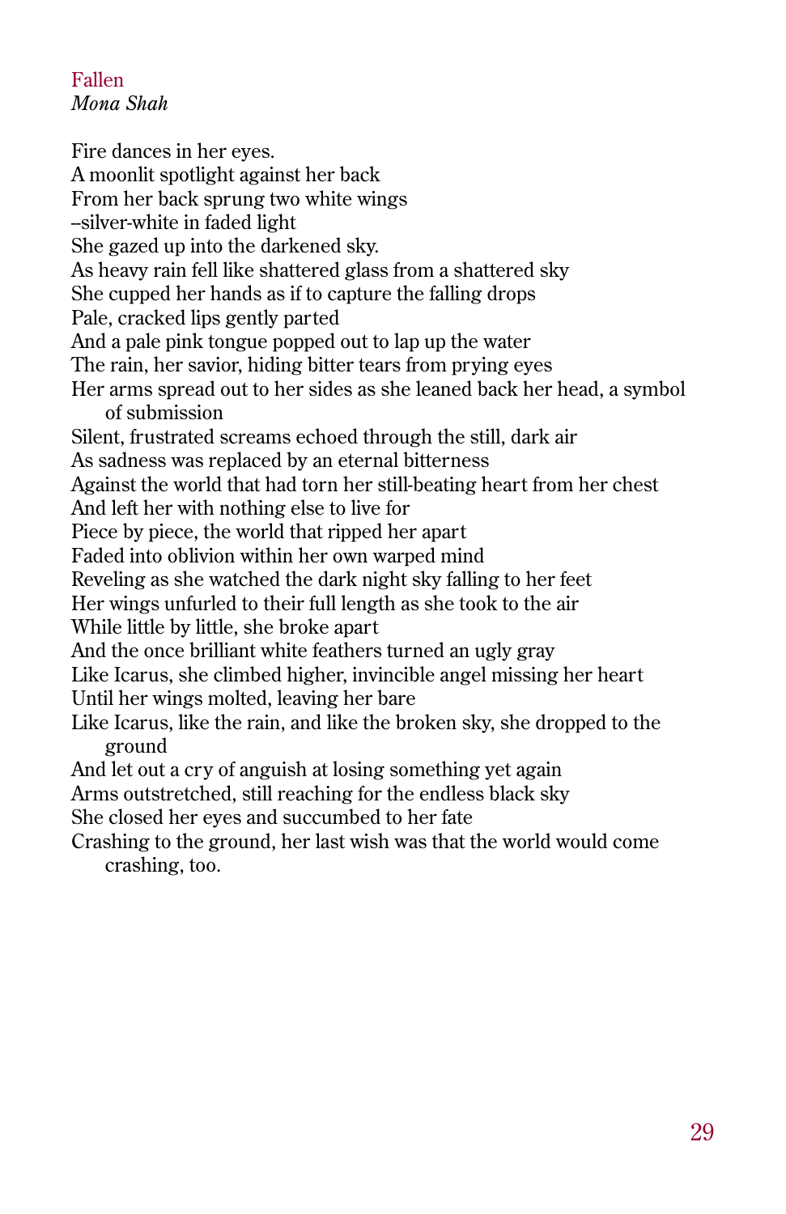# Fallen

*Mona Shah*

Fire dances in her eyes.
A moonlit spotlight against her back
From her back sprung two white wings
--silver-white in faded light
She gazed up into the darkened sky.
As heavy rain fell like shattered glass from a shattered sky
She cupped her hands as if to capture the falling drops
Pale, cracked lips gently parted
And a pale pink tongue popped out to lap up the water
The rain, her savior, hiding bitter tears from prying eyes
Her arms spread out to her sides as she leaned back her head, a symbol of submission
Silent, frustrated screams echoed through the still, dark air
As sadness was replaced by an eternal bitterness
Against the world that had torn her still-beating heart from her chest
And left her with nothing else to live for
Piece by piece, the world that ripped her apart
Faded into oblivion within her own warped mind
Reveling as she watched the dark night sky falling to her feet
Her wings unfurled to their full length as she took to the air
While little by little, she broke apart
And the once brilliant white feathers turned an ugly gray
Like Icarus, she climbed higher, invincible angel missing her heart
Until her wings molted, leaving her bare
Like Icarus, like the rain, and like the broken sky, she dropped to the ground
And let out a cry of anguish at losing something yet again
Arms outstretched, still reaching for the endless black sky
She closed her eyes and succumbed to her fate
Crashing to the ground, her last wish was that the world would come crashing, too.